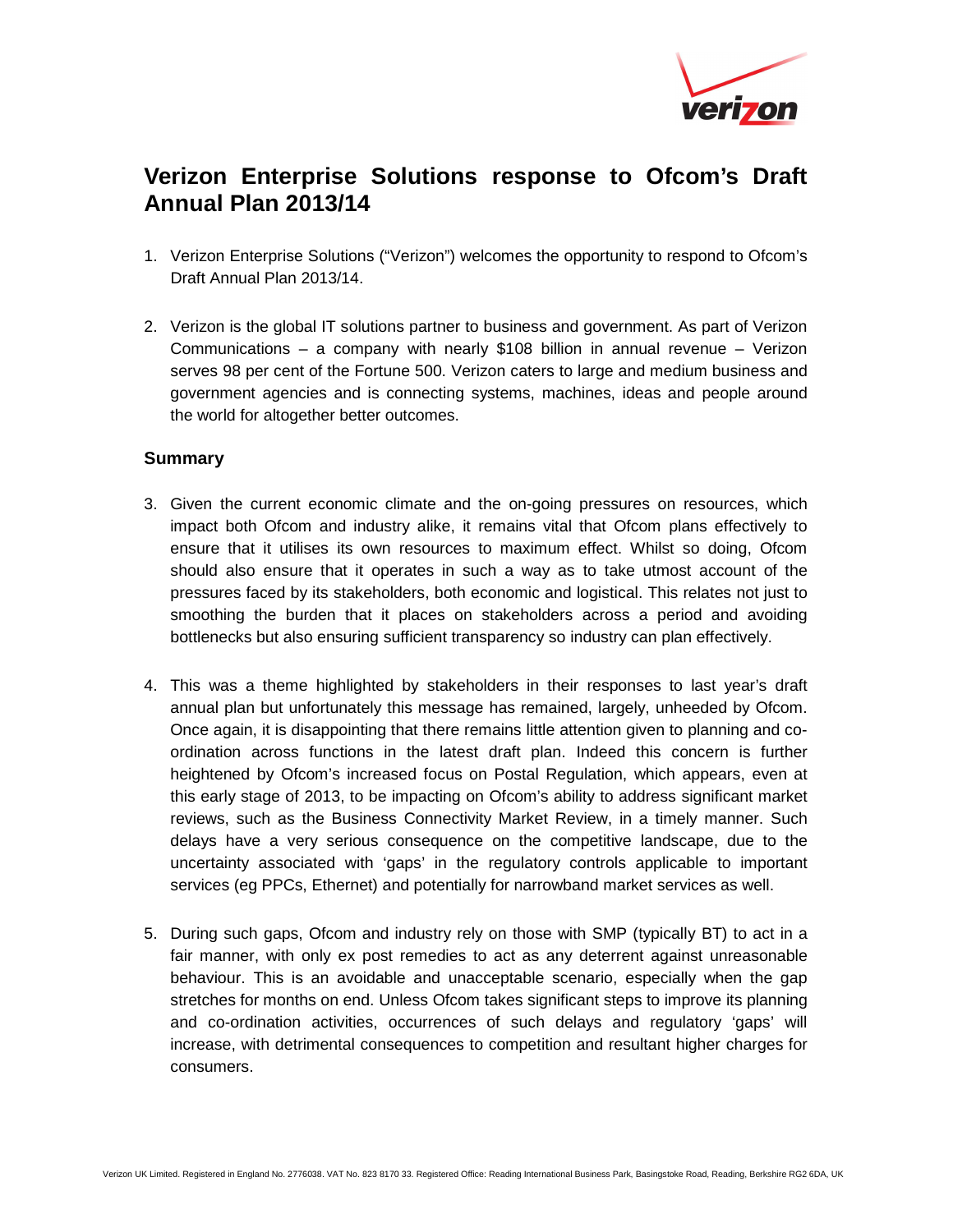# Verizon Enterprise Solutions response to Ofcom's Draft Annual Plan 2013/14

1. Verizon Enterprise Solutions ("Verizon") welcomes the opportunity to respond to Ofcom's Draft Annual Plan 2013/14.

2. Verizon is the global IT solutions partner to business and government. As part of Verizon Communications – a company with nearly $108 billion in annual revenue – Verizon serves 98 per cent of the Fortune 500. Verizon caters to large and medium business and government agencies and is connecting systems, machines, ideas and people around the world for altogether better outcomes.

## Summary

3. Given the current economic climate and the on-going pressures on resources, which impact both Ofcom and industry alike, it remains vital that Ofcom plans effectively to ensure that it utilises its own resources to maximum effect. Whilst so doing, Ofcom should also ensure that it operates in such a way as to take utmost account of the pressures faced by its stakeholders, both economic and logistical. This relates not just to smoothing the burden that it places on stakeholders across a period and avoiding bottlenecks but also ensuring sufficient transparency so industry can plan effectively.

4. This was a theme highlighted by stakeholders in their responses to last year's draft annual plan but unfortunately this message has remained, largely, unheeded by Ofcom. Once again, it is disappointing that there remains little attention given to planning and co-ordination across functions in the latest draft plan. Indeed this concern is further heightened by Ofcom's increased focus on Postal Regulation, which appears, even at this early stage of 2013, to be impacting on Ofcom's ability to address significant market reviews, such as the Business Connectivity Market Review, in a timely manner. Such delays have a very serious consequence on the competitive landscape, due to the uncertainty associated with 'gaps' in the regulatory controls applicable to important services (eg PPCs, Ethernet) and potentially for narrowband market services as well.

5. During such gaps, Ofcom and industry rely on those with SMP (typically BT) to act in a fair manner, with only ex post remedies to act as any deterrent against unreasonable behaviour. This is an avoidable and unacceptable scenario, especially when the gap stretches for months on end. Unless Ofcom takes significant steps to improve its planning and co-ordination activities, occurrences of such delays and regulatory 'gaps' will increase, with detrimental consequences to competition and resultant higher charges for consumers.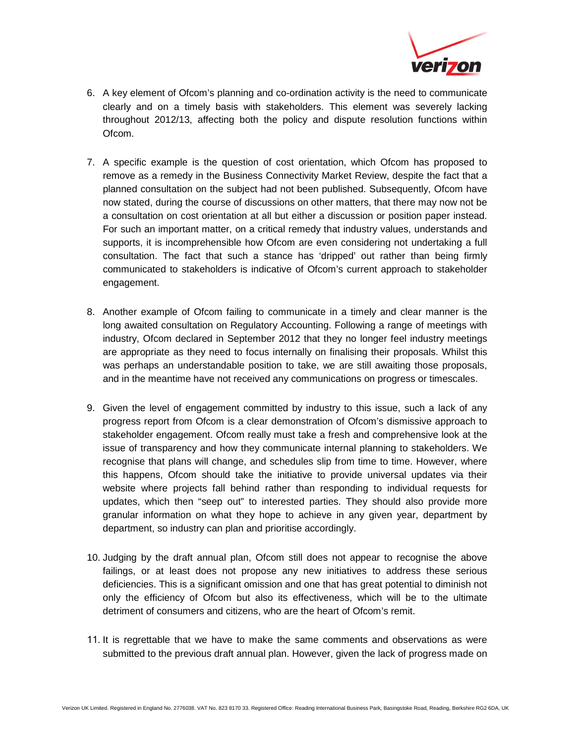6. A key element of Ofcom's planning and co-ordination activity is the need to communicate clearly and on a timely basis with stakeholders. This element was severely lacking throughout 2012/13, affecting both the policy and dispute resolution functions within Ofcom.

7. A specific example is the question of cost orientation, which Ofcom has proposed to remove as a remedy in the Business Connectivity Market Review, despite the fact that a planned consultation on the subject had not been published. Subsequently, Ofcom have now stated, during the course of discussions on other matters, that there may now not be a consultation on cost orientation at all but either a discussion or position paper instead. For such an important matter, on a critical remedy that industry values, understands and supports, it is incomprehensible how Ofcom are even considering not undertaking a full consultation. The fact that such a stance has 'dripped' out rather than being firmly communicated to stakeholders is indicative of Ofcom's current approach to stakeholder engagement.

8. Another example of Ofcom failing to communicate in a timely and clear manner is the long awaited consultation on Regulatory Accounting. Following a range of meetings with industry, Ofcom declared in September 2012 that they no longer feel industry meetings are appropriate as they need to focus internally on finalising their proposals. Whilst this was perhaps an understandable position to take, we are still awaiting those proposals, and in the meantime have not received any communications on progress or timescales.

9. Given the level of engagement committed by industry to this issue, such a lack of any progress report from Ofcom is a clear demonstration of Ofcom's dismissive approach to stakeholder engagement. Ofcom really must take a fresh and comprehensive look at the issue of transparency and how they communicate internal planning to stakeholders. We recognise that plans will change, and schedules slip from time to time. However, where this happens, Ofcom should take the initiative to provide universal updates via their website where projects fall behind rather than responding to individual requests for updates, which then "seep out" to interested parties. They should also provide more granular information on what they hope to achieve in any given year, department by department, so industry can plan and prioritise accordingly.

10. Judging by the draft annual plan, Ofcom still does not appear to recognise the above failings, or at least does not propose any new initiatives to address these serious deficiencies. This is a significant omission and one that has great potential to diminish not only the efficiency of Ofcom but also its effectiveness, which will be to the ultimate detriment of consumers and citizens, who are the heart of Ofcom's remit.

11. It is regrettable that we have to make the same comments and observations as were submitted to the previous draft annual plan. However, given the lack of progress made on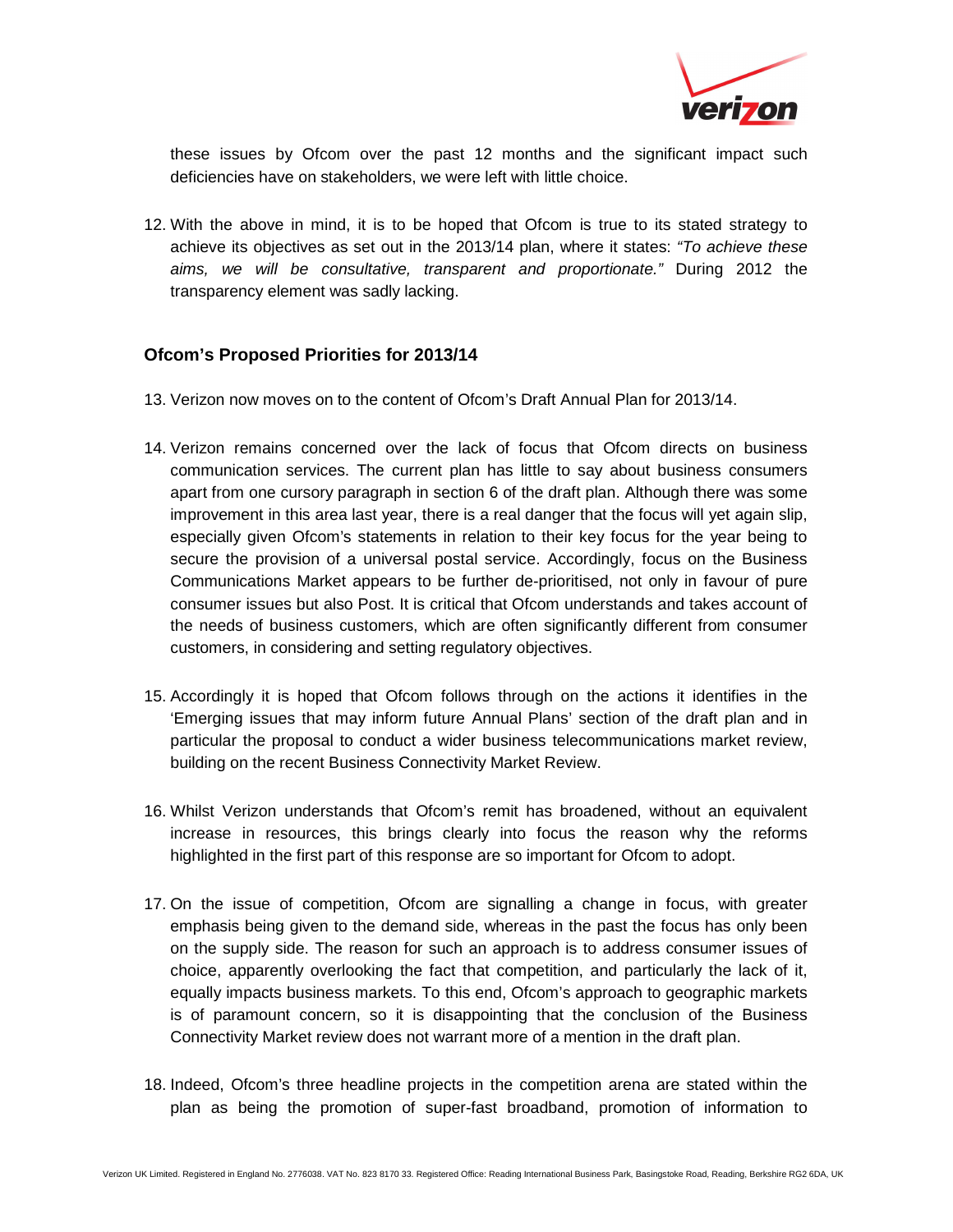these issues by Ofcom over the past 12 months and the significant impact such deficiencies have on stakeholders, we were left with little choice.

12. With the above in mind, it is to be hoped that Ofcom is true to its stated strategy to achieve its objectives as set out in the 2013/14 plan, where it states: *"To achieve these aims, we will be consultative, transparent and proportionate."* During 2012 the transparency element was sadly lacking.

## Ofcom's Proposed Priorities for 2013/14

13. Verizon now moves on to the content of Ofcom's Draft Annual Plan for 2013/14.

14. Verizon remains concerned over the lack of focus that Ofcom directs on business communication services. The current plan has little to say about business consumers apart from one cursory paragraph in section 6 of the draft plan. Although there was some improvement in this area last year, there is a real danger that the focus will yet again slip, especially given Ofcom's statements in relation to their key focus for the year being to secure the provision of a universal postal service. Accordingly, focus on the Business Communications Market appears to be further de-prioritised, not only in favour of pure consumer issues but also Post. It is critical that Ofcom understands and takes account of the needs of business customers, which are often significantly different from consumer customers, in considering and setting regulatory objectives.

15. Accordingly it is hoped that Ofcom follows through on the actions it identifies in the 'Emerging issues that may inform future Annual Plans' section of the draft plan and in particular the proposal to conduct a wider business telecommunications market review, building on the recent Business Connectivity Market Review.

16. Whilst Verizon understands that Ofcom's remit has broadened, without an equivalent increase in resources, this brings clearly into focus the reason why the reforms highlighted in the first part of this response are so important for Ofcom to adopt.

17. On the issue of competition, Ofcom are signalling a change in focus, with greater emphasis being given to the demand side, whereas in the past the focus has only been on the supply side. The reason for such an approach is to address consumer issues of choice, apparently overlooking the fact that competition, and particularly the lack of it, equally impacts business markets. To this end, Ofcom's approach to geographic markets is of paramount concern, so it is disappointing that the conclusion of the Business Connectivity Market review does not warrant more of a mention in the draft plan.

18. Indeed, Ofcom's three headline projects in the competition arena are stated within the plan as being the promotion of super-fast broadband, promotion of information to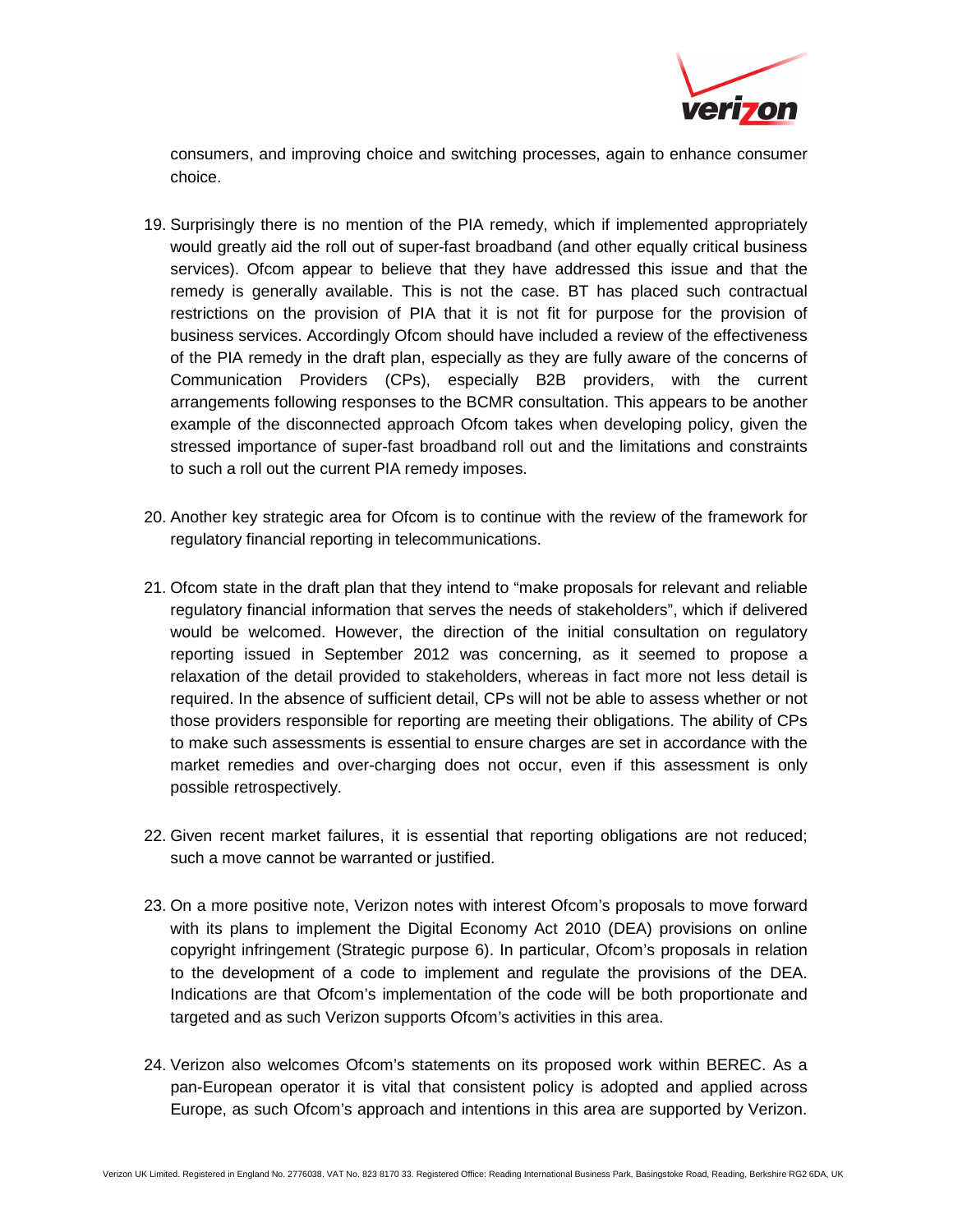consumers, and improving choice and switching processes, again to enhance consumer choice.

19. Surprisingly there is no mention of the PIA remedy, which if implemented appropriately would greatly aid the roll out of super-fast broadband (and other equally critical business services). Ofcom appear to believe that they have addressed this issue and that the remedy is generally available. This is not the case. BT has placed such contractual restrictions on the provision of PIA that it is not fit for purpose for the provision of business services. Accordingly Ofcom should have included a review of the effectiveness of the PIA remedy in the draft plan, especially as they are fully aware of the concerns of Communication Providers (CPs), especially B2B providers, with the current arrangements following responses to the BCMR consultation. This appears to be another example of the disconnected approach Ofcom takes when developing policy, given the stressed importance of super-fast broadband roll out and the limitations and constraints to such a roll out the current PIA remedy imposes.

20. Another key strategic area for Ofcom is to continue with the review of the framework for regulatory financial reporting in telecommunications.

21. Ofcom state in the draft plan that they intend to "make proposals for relevant and reliable regulatory financial information that serves the needs of stakeholders", which if delivered would be welcomed. However, the direction of the initial consultation on regulatory reporting issued in September 2012 was concerning, as it seemed to propose a relaxation of the detail provided to stakeholders, whereas in fact more not less detail is required. In the absence of sufficient detail, CPs will not be able to assess whether or not those providers responsible for reporting are meeting their obligations. The ability of CPs to make such assessments is essential to ensure charges are set in accordance with the market remedies and over-charging does not occur, even if this assessment is only possible retrospectively.

22. Given recent market failures, it is essential that reporting obligations are not reduced; such a move cannot be warranted or justified.

23. On a more positive note, Verizon notes with interest Ofcom's proposals to move forward with its plans to implement the Digital Economy Act 2010 (DEA) provisions on online copyright infringement (Strategic purpose 6). In particular, Ofcom's proposals in relation to the development of a code to implement and regulate the provisions of the DEA. Indications are that Ofcom's implementation of the code will be both proportionate and targeted and as such Verizon supports Ofcom's activities in this area.

24. Verizon also welcomes Ofcom's statements on its proposed work within BEREC. As a pan-European operator it is vital that consistent policy is adopted and applied across Europe, as such Ofcom's approach and intentions in this area are supported by Verizon.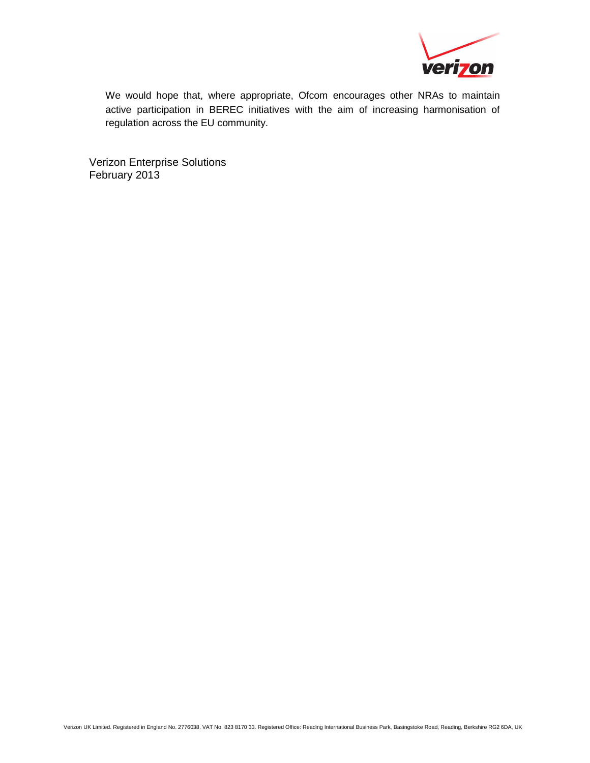We would hope that, where appropriate, Ofcom encourages other NRAs to maintain active participation in BEREC initiatives with the aim of increasing harmonisation of regulation across the EU community.

Verizon Enterprise Solutions
February 2013